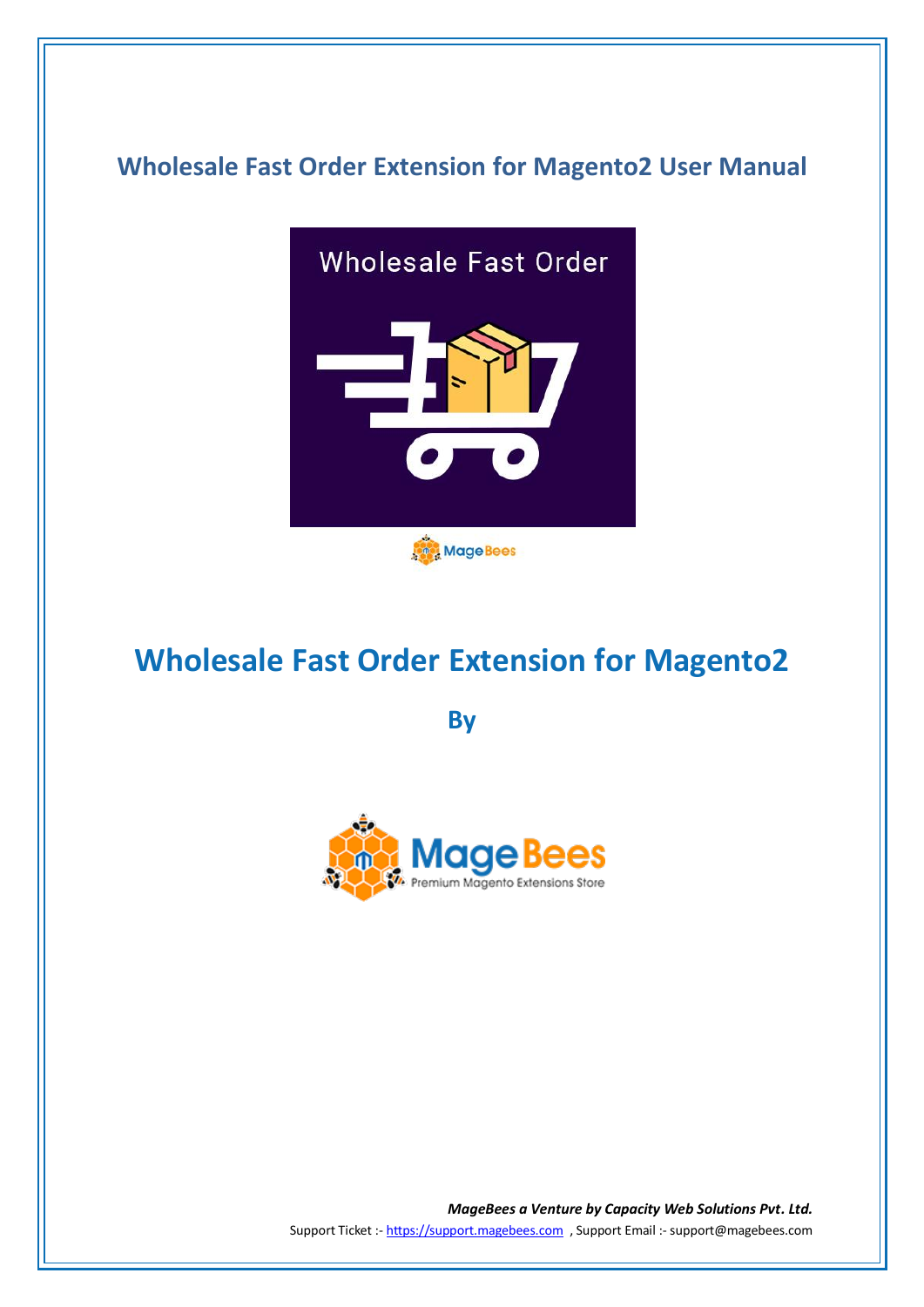# Wholesale Fast Order Extension for Magento2 User Manual

# Wholesale Fast Order Extension for Magento2

**By**

***MageBees a Venture by Capacity Web Solutions Pvt. Ltd.***

Support Ticket :- https://support.magebees.com , Support Email :- support@magebees.com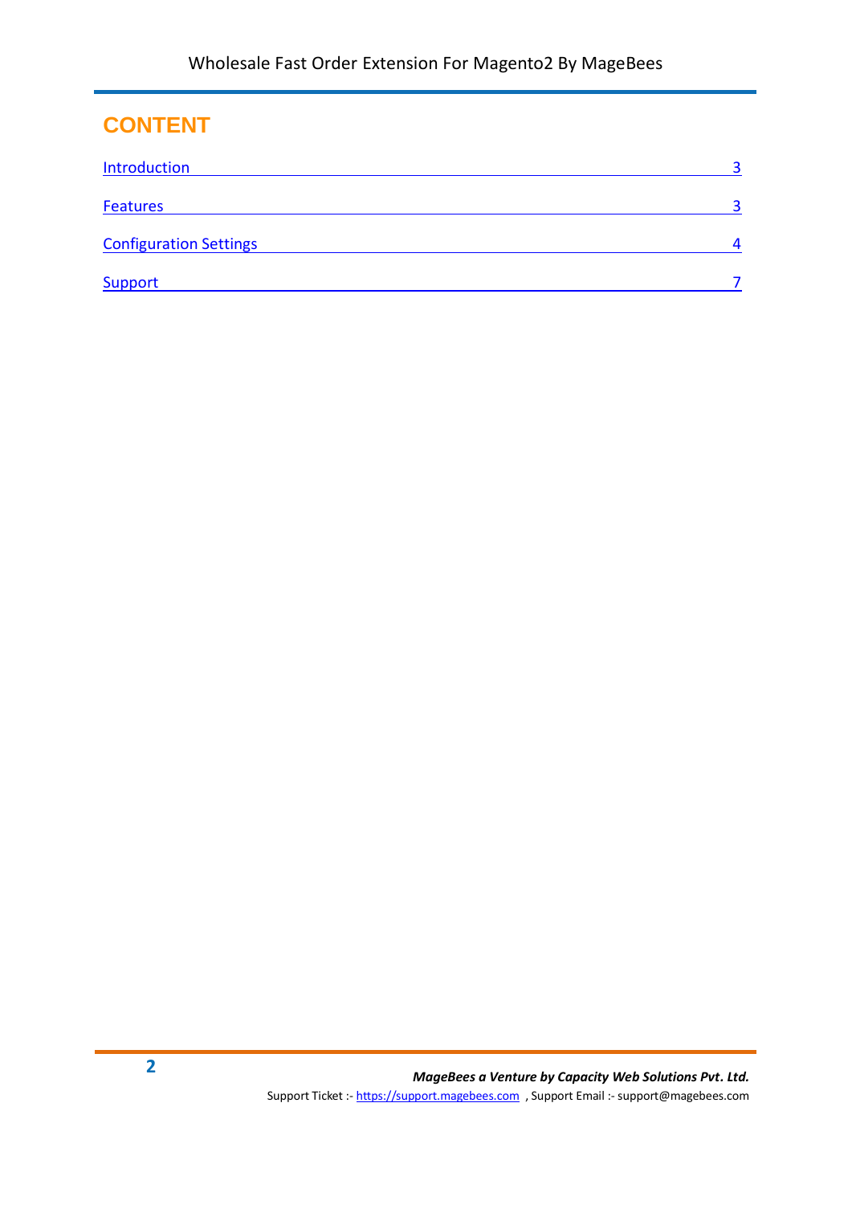# CONTENT

Introduction 3

Features 3

Configuration Settings 4

Support 7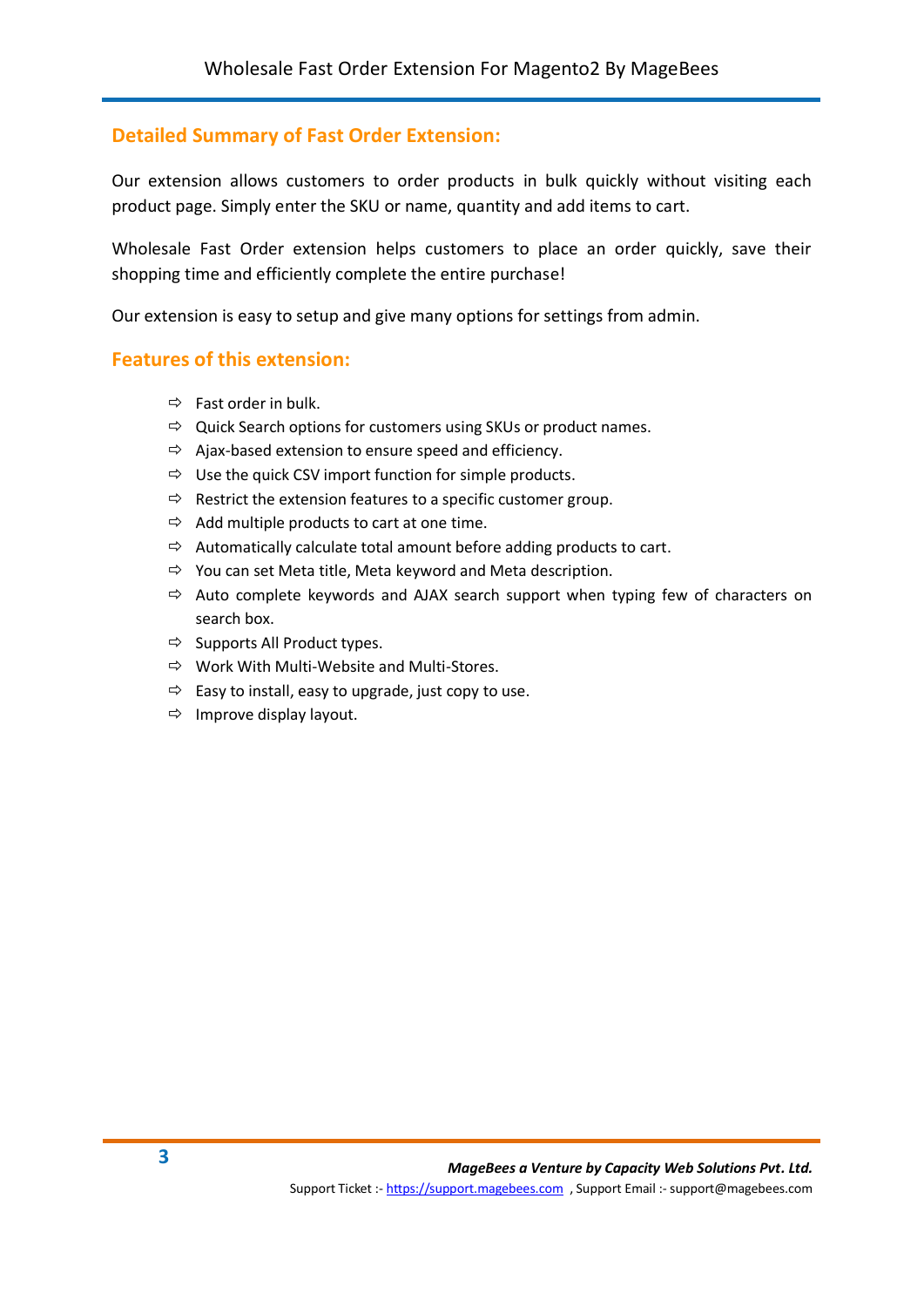## Detailed Summary of Fast Order Extension:

Our extension allows customers to order products in bulk quickly without visiting each product page. Simply enter the SKU or name, quantity and add items to cart.

Wholesale Fast Order extension helps customers to place an order quickly, save their shopping time and efficiently complete the entire purchase!

Our extension is easy to setup and give many options for settings from admin.

## Features of this extension:

- Fast order in bulk.
- Quick Search options for customers using SKUs or product names.
- Ajax-based extension to ensure speed and efficiency.
- Use the quick CSV import function for simple products.
- Restrict the extension features to a specific customer group.
- Add multiple products to cart at one time.
- Automatically calculate total amount before adding products to cart.
- You can set Meta title, Meta keyword and Meta description.
- Auto complete keywords and AJAX search support when typing few of characters on search box.
- Supports All Product types.
- Work With Multi-Website and Multi-Stores.
- Easy to install, easy to upgrade, just copy to use.
- Improve display layout.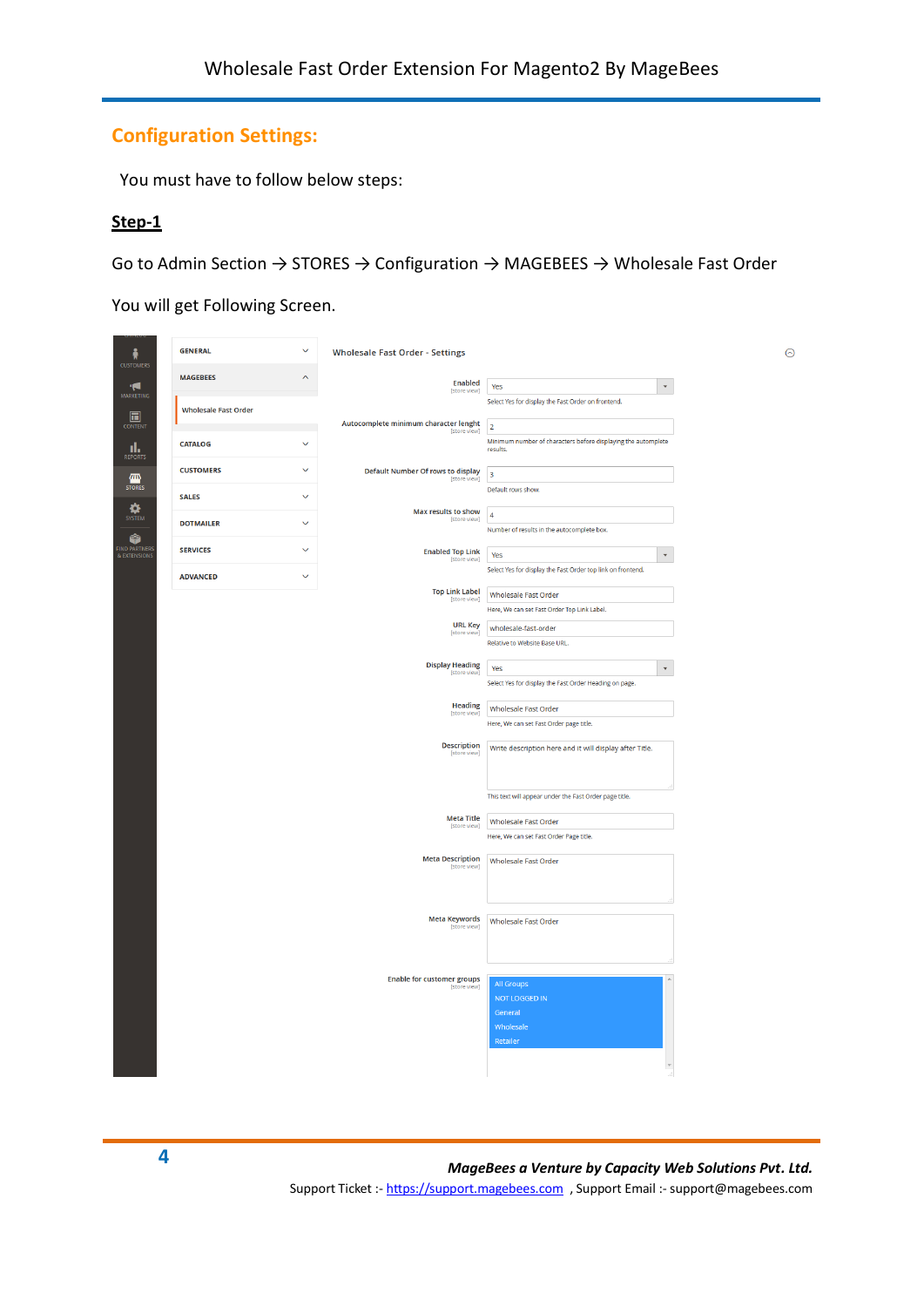## Configuration Settings:

You must have to follow below steps:

**Step-1**

Go to Admin Section → STORES → Configuration → MAGEBEES → Wholesale Fast Order

You will get Following Screen.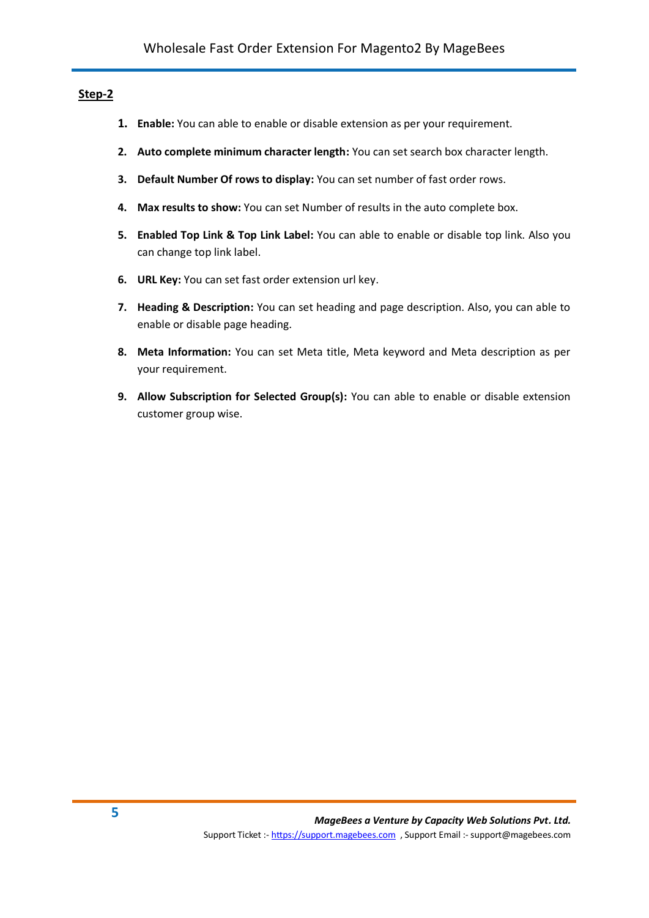**Step-2**

1. **Enable:** You can able to enable or disable extension as per your requirement.
2. **Auto complete minimum character length:** You can set search box character length.
3. **Default Number Of rows to display:** You can set number of fast order rows.
4. **Max results to show:** You can set Number of results in the auto complete box.
5. **Enabled Top Link & Top Link Label:** You can able to enable or disable top link. Also you can change top link label.
6. **URL Key:** You can set fast order extension url key.
7. **Heading & Description:** You can set heading and page description. Also, you can able to enable or disable page heading.
8. **Meta Information:** You can set Meta title, Meta keyword and Meta description as per your requirement.
9. **Allow Subscription for Selected Group(s):** You can able to enable or disable extension customer group wise.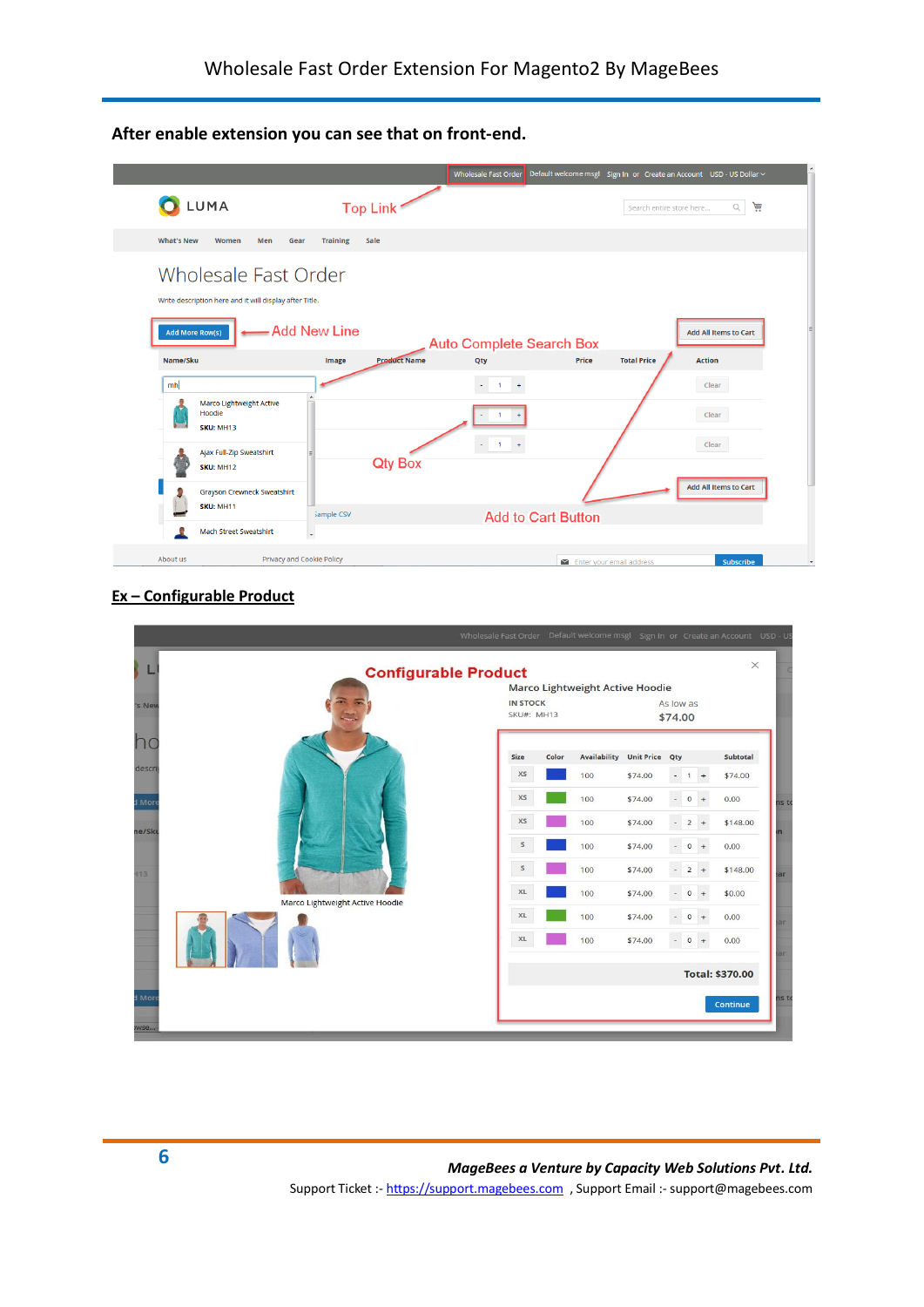**After enable extension you can see that on front-end.**

**Ex – Configurable Product**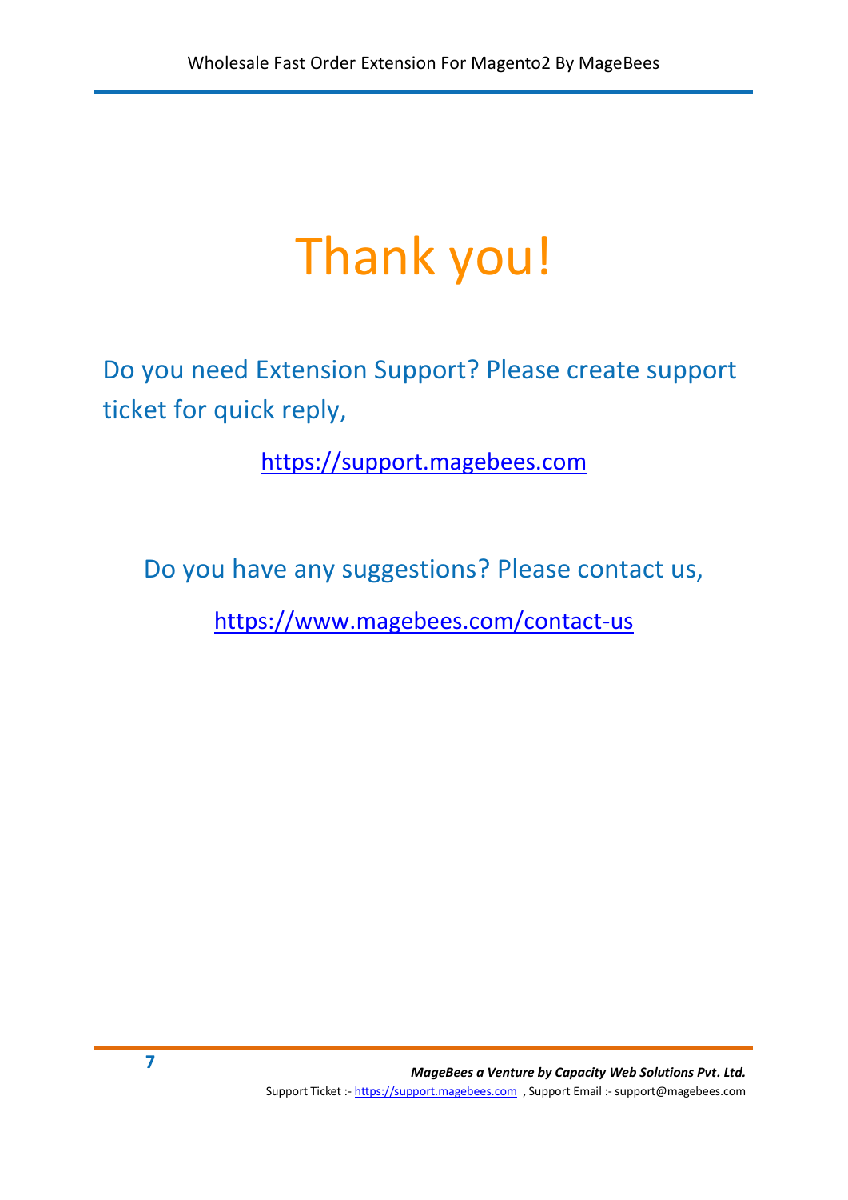# Thank you!

Do you need Extension Support? Please create support ticket for quick reply,

https://support.magebees.com

Do you have any suggestions? Please contact us,

https://www.magebees.com/contact-us